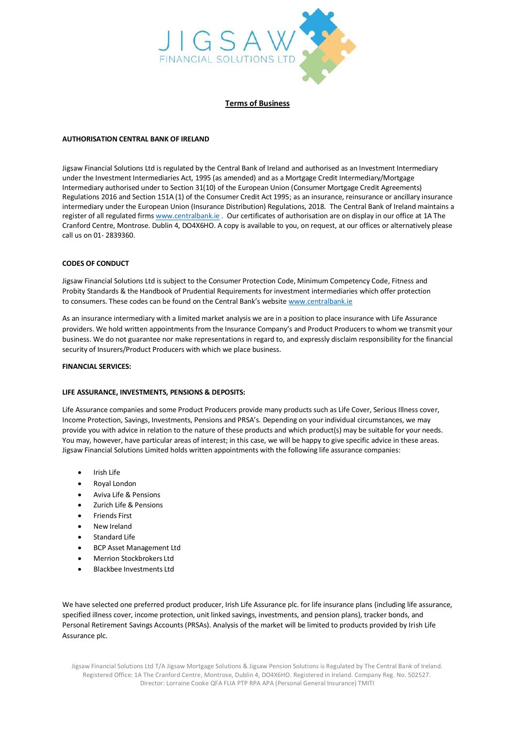# Terms of Business

**AUTHORISATION CENTRAL BANK OF IRELAND**

Jigsaw Financial Solutions Ltd is regulated by the Central Bank of Ireland and authorised as an Investment Intermediary under the Investment Intermediaries Act, 1995 (as amended) and as a Mortgage Credit Intermediary/Mortgage Intermediary authorised under to Section 31(10) of the European Union (Consumer Mortgage Credit Agreements) Regulations 2016 and Section 151A (1) of the Consumer Credit Act 1995; as an insurance, reinsurance or ancillary insurance intermediary under the European Union (Insurance Distribution) Regulations, 2018. The Central Bank of Ireland maintains a register of all regulated firms www.centralbank.ie . Our certificates of authorisation are on display in our office at 1A The Cranford Centre, Montrose. Dublin 4, DO4X6HO. A copy is available to you, on request, at our offices or alternatively please call us on 01- 2839360.

**CODES OF CONDUCT**

Jigsaw Financial Solutions Ltd is subject to the Consumer Protection Code, Minimum Competency Code, Fitness and Probity Standards & the Handbook of Prudential Requirements for investment intermediaries which offer protection to consumers. These codes can be found on the Central Bank's website www.centralbank.ie

As an insurance intermediary with a limited market analysis we are in a position to place insurance with Life Assurance providers. We hold written appointments from the Insurance Company's and Product Producers to whom we transmit your business. We do not guarantee nor make representations in regard to, and expressly disclaim responsibility for the financial security of Insurers/Product Producers with which we place business.

**FINANCIAL SERVICES:**

**LIFE ASSURANCE, INVESTMENTS, PENSIONS & DEPOSITS:**

Life Assurance companies and some Product Producers provide many products such as Life Cover, Serious Illness cover, Income Protection, Savings, Investments, Pensions and PRSA's. Depending on your individual circumstances, we may provide you with advice in relation to the nature of these products and which product(s) may be suitable for your needs. You may, however, have particular areas of interest; in this case, we will be happy to give specific advice in these areas. Jigsaw Financial Solutions Limited holds written appointments with the following life assurance companies:

- Irish Life
- Royal London
- Aviva Life & Pensions
- Zurich Life & Pensions
- Friends First
- New Ireland
- Standard Life
- BCP Asset Management Ltd
- Merrion Stockbrokers Ltd
- Blackbee Investments Ltd

We have selected one preferred product producer, Irish Life Assurance plc. for life insurance plans (including life assurance, specified illness cover, income protection, unit linked savings, investments, and pension plans), tracker bonds, and Personal Retirement Savings Accounts (PRSAs). Analysis of the market will be limited to products provided by Irish Life Assurance plc.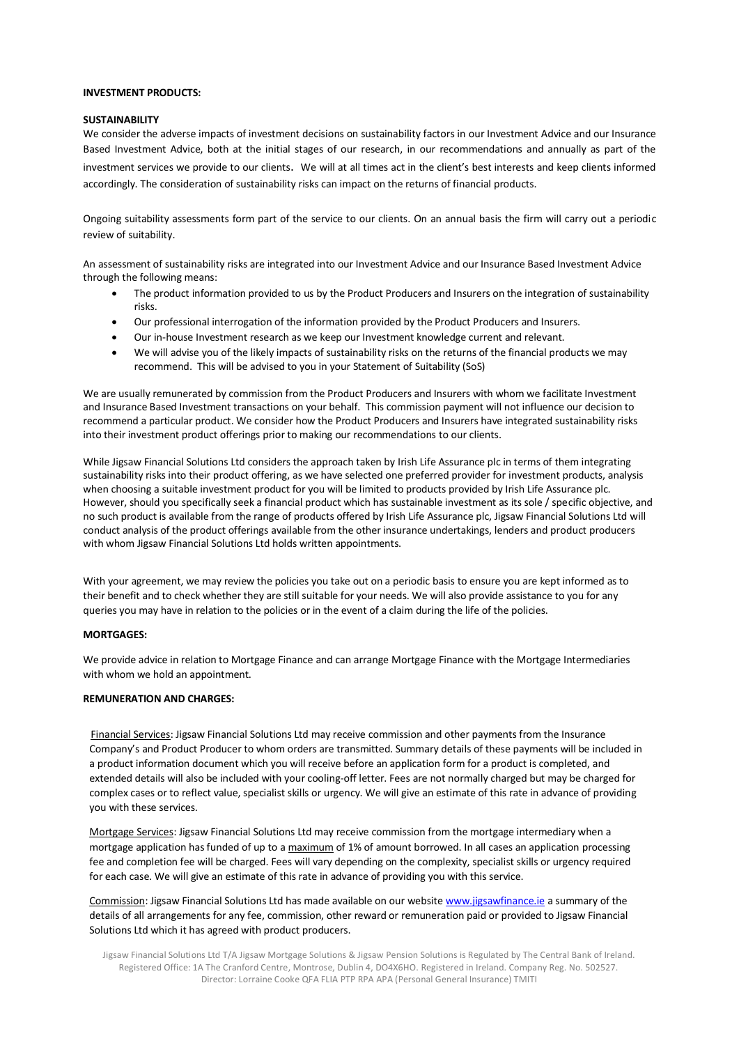**INVESTMENT PRODUCTS:**

**SUSTAINABILITY**

We consider the adverse impacts of investment decisions on sustainability factors in our Investment Advice and our Insurance Based Investment Advice, both at the initial stages of our research, in our recommendations and annually as part of the investment services we provide to our clients. We will at all times act in the client's best interests and keep clients informed accordingly. The consideration of sustainability risks can impact on the returns of financial products.

Ongoing suitability assessments form part of the service to our clients. On an annual basis the firm will carry out a periodic review of suitability.

An assessment of sustainability risks are integrated into our Investment Advice and our Insurance Based Investment Advice through the following means:

- The product information provided to us by the Product Producers and Insurers on the integration of sustainability risks.
- Our professional interrogation of the information provided by the Product Producers and Insurers.
- Our in-house Investment research as we keep our Investment knowledge current and relevant.
- We will advise you of the likely impacts of sustainability risks on the returns of the financial products we may recommend. This will be advised to you in your Statement of Suitability (SoS)

We are usually remunerated by commission from the Product Producers and Insurers with whom we facilitate Investment and Insurance Based Investment transactions on your behalf. This commission payment will not influence our decision to recommend a particular product. We consider how the Product Producers and Insurers have integrated sustainability risks into their investment product offerings prior to making our recommendations to our clients.

While Jigsaw Financial Solutions Ltd considers the approach taken by Irish Life Assurance plc in terms of them integrating sustainability risks into their product offering, as we have selected one preferred provider for investment products, analysis when choosing a suitable investment product for you will be limited to products provided by Irish Life Assurance plc. However, should you specifically seek a financial product which has sustainable investment as its sole / specific objective, and no such product is available from the range of products offered by Irish Life Assurance plc, Jigsaw Financial Solutions Ltd will conduct analysis of the product offerings available from the other insurance undertakings, lenders and product producers with whom Jigsaw Financial Solutions Ltd holds written appointments.

With your agreement, we may review the policies you take out on a periodic basis to ensure you are kept informed as to their benefit and to check whether they are still suitable for your needs. We will also provide assistance to you for any queries you may have in relation to the policies or in the event of a claim during the life of the policies.

**MORTGAGES:**

We provide advice in relation to Mortgage Finance and can arrange Mortgage Finance with the Mortgage Intermediaries with whom we hold an appointment.

**REMUNERATION AND CHARGES:**

Financial Services: Jigsaw Financial Solutions Ltd may receive commission and other payments from the Insurance Company's and Product Producer to whom orders are transmitted. Summary details of these payments will be included in a product information document which you will receive before an application form for a product is completed, and extended details will also be included with your cooling-off letter. Fees are not normally charged but may be charged for complex cases or to reflect value, specialist skills or urgency. We will give an estimate of this rate in advance of providing you with these services.

Mortgage Services: Jigsaw Financial Solutions Ltd may receive commission from the mortgage intermediary when a mortgage application has funded of up to a maximum of 1% of amount borrowed. In all cases an application processing fee and completion fee will be charged. Fees will vary depending on the complexity, specialist skills or urgency required for each case. We will give an estimate of this rate in advance of providing you with this service.

Commission: Jigsaw Financial Solutions Ltd has made available on our website www.jigsawfinance.ie a summary of the details of all arrangements for any fee, commission, other reward or remuneration paid or provided to Jigsaw Financial Solutions Ltd which it has agreed with product producers.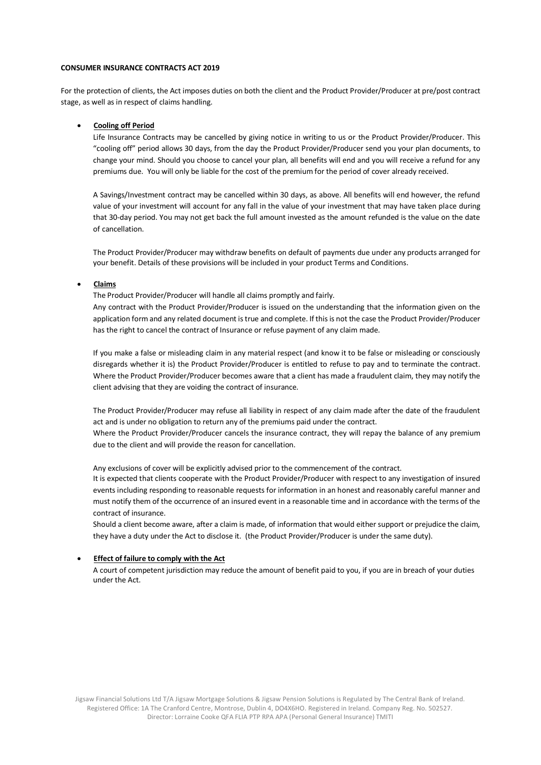**CONSUMER INSURANCE CONTRACTS ACT 2019**

For the protection of clients, the Act imposes duties on both the client and the Product Provider/Producer at pre/post contract stage, as well as in respect of claims handling.

- **Cooling off Period**

  Life Insurance Contracts may be cancelled by giving notice in writing to us or the Product Provider/Producer. This "cooling off" period allows 30 days, from the day the Product Provider/Producer send you your plan documents, to change your mind. Should you choose to cancel your plan, all benefits will end and you will receive a refund for any premiums due. You will only be liable for the cost of the premium for the period of cover already received.

  A Savings/Investment contract may be cancelled within 30 days, as above. All benefits will end however, the refund value of your investment will account for any fall in the value of your investment that may have taken place during that 30-day period. You may not get back the full amount invested as the amount refunded is the value on the date of cancellation.

  The Product Provider/Producer may withdraw benefits on default of payments due under any products arranged for your benefit. Details of these provisions will be included in your product Terms and Conditions.

- **Claims**

  The Product Provider/Producer will handle all claims promptly and fairly.
  Any contract with the Product Provider/Producer is issued on the understanding that the information given on the application form and any related document is true and complete. If this is not the case the Product Provider/Producer has the right to cancel the contract of Insurance or refuse payment of any claim made.

  If you make a false or misleading claim in any material respect (and know it to be false or misleading or consciously disregards whether it is) the Product Provider/Producer is entitled to refuse to pay and to terminate the contract. Where the Product Provider/Producer becomes aware that a client has made a fraudulent claim, they may notify the client advising that they are voiding the contract of insurance.

  The Product Provider/Producer may refuse all liability in respect of any claim made after the date of the fraudulent act and is under no obligation to return any of the premiums paid under the contract.
  Where the Product Provider/Producer cancels the insurance contract, they will repay the balance of any premium due to the client and will provide the reason for cancellation.

  Any exclusions of cover will be explicitly advised prior to the commencement of the contract.
  It is expected that clients cooperate with the Product Provider/Producer with respect to any investigation of insured events including responding to reasonable requests for information in an honest and reasonably careful manner and must notify them of the occurrence of an insured event in a reasonable time and in accordance with the terms of the contract of insurance.
  Should a client become aware, after a claim is made, of information that would either support or prejudice the claim, they have a duty under the Act to disclose it. (the Product Provider/Producer is under the same duty).

- **Effect of failure to comply with the Act**

  A court of competent jurisdiction may reduce the amount of benefit paid to you, if you are in breach of your duties under the Act.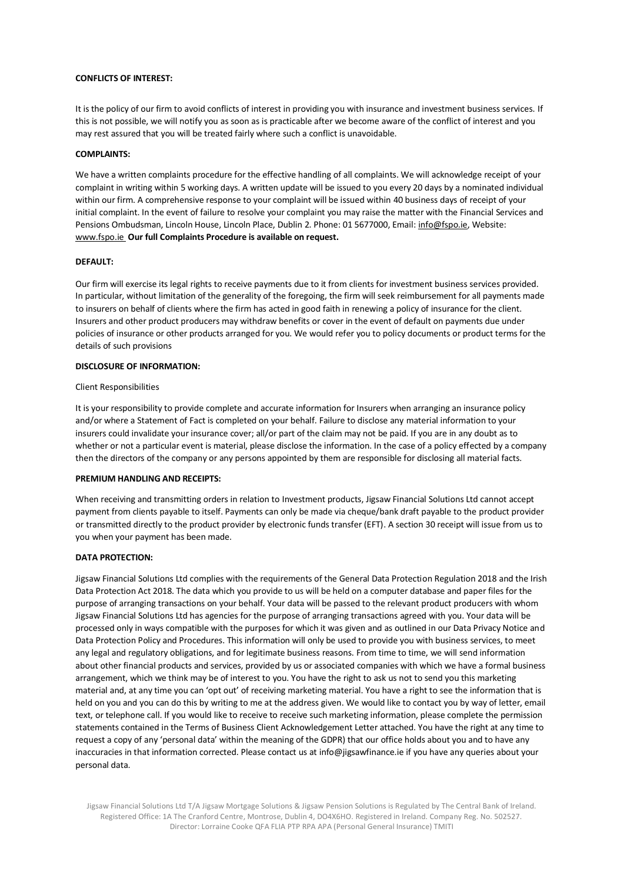**CONFLICTS OF INTEREST:**

It is the policy of our firm to avoid conflicts of interest in providing you with insurance and investment business services. If this is not possible, we will notify you as soon as is practicable after we become aware of the conflict of interest and you may rest assured that you will be treated fairly where such a conflict is unavoidable.

**COMPLAINTS:**

We have a written complaints procedure for the effective handling of all complaints. We will acknowledge receipt of your complaint in writing within 5 working days. A written update will be issued to you every 20 days by a nominated individual within our firm. A comprehensive response to your complaint will be issued within 40 business days of receipt of your initial complaint. In the event of failure to resolve your complaint you may raise the matter with the Financial Services and Pensions Ombudsman, Lincoln House, Lincoln Place, Dublin 2. Phone: 01 5677000, Email: info@fspo.ie, Website: www.fspo.ie **Our full Complaints Procedure is available on request.**

**DEFAULT:**

Our firm will exercise its legal rights to receive payments due to it from clients for investment business services provided. In particular, without limitation of the generality of the foregoing, the firm will seek reimbursement for all payments made to insurers on behalf of clients where the firm has acted in good faith in renewing a policy of insurance for the client. Insurers and other product producers may withdraw benefits or cover in the event of default on payments due under policies of insurance or other products arranged for you. We would refer you to policy documents or product terms for the details of such provisions

**DISCLOSURE OF INFORMATION:**

Client Responsibilities

It is your responsibility to provide complete and accurate information for Insurers when arranging an insurance policy and/or where a Statement of Fact is completed on your behalf. Failure to disclose any material information to your insurers could invalidate your insurance cover; all/or part of the claim may not be paid. If you are in any doubt as to whether or not a particular event is material, please disclose the information. In the case of a policy effected by a company then the directors of the company or any persons appointed by them are responsible for disclosing all material facts.

**PREMIUM HANDLING AND RECEIPTS:**

When receiving and transmitting orders in relation to Investment products, Jigsaw Financial Solutions Ltd cannot accept payment from clients payable to itself. Payments can only be made via cheque/bank draft payable to the product provider or transmitted directly to the product provider by electronic funds transfer (EFT). A section 30 receipt will issue from us to you when your payment has been made.

**DATA PROTECTION:**

Jigsaw Financial Solutions Ltd complies with the requirements of the General Data Protection Regulation 2018 and the Irish Data Protection Act 2018. The data which you provide to us will be held on a computer database and paper files for the purpose of arranging transactions on your behalf. Your data will be passed to the relevant product producers with whom Jigsaw Financial Solutions Ltd has agencies for the purpose of arranging transactions agreed with you. Your data will be processed only in ways compatible with the purposes for which it was given and as outlined in our Data Privacy Notice and Data Protection Policy and Procedures. This information will only be used to provide you with business services, to meet any legal and regulatory obligations, and for legitimate business reasons. From time to time, we will send information about other financial products and services, provided by us or associated companies with which we have a formal business arrangement, which we think may be of interest to you. You have the right to ask us not to send you this marketing material and, at any time you can 'opt out' of receiving marketing material. You have a right to see the information that is held on you and you can do this by writing to me at the address given. We would like to contact you by way of letter, email text, or telephone call. If you would like to receive to receive such marketing information, please complete the permission statements contained in the Terms of Business Client Acknowledgement Letter attached. You have the right at any time to request a copy of any 'personal data' within the meaning of the GDPR) that our office holds about you and to have any inaccuracies in that information corrected. Please contact us at info@jigsawfinance.ie if you have any queries about your personal data.

Jigsaw Financial Solutions Ltd T/A Jigsaw Mortgage Solutions & Jigsaw Pension Solutions is Regulated by The Central Bank of Ireland. Registered Office: 1A The Cranford Centre, Montrose, Dublin 4, DO4X6HO. Registered in Ireland. Company Reg. No. 502527. Director: Lorraine Cooke QFA FLIA PTP RPA APA (Personal General Insurance) TMITI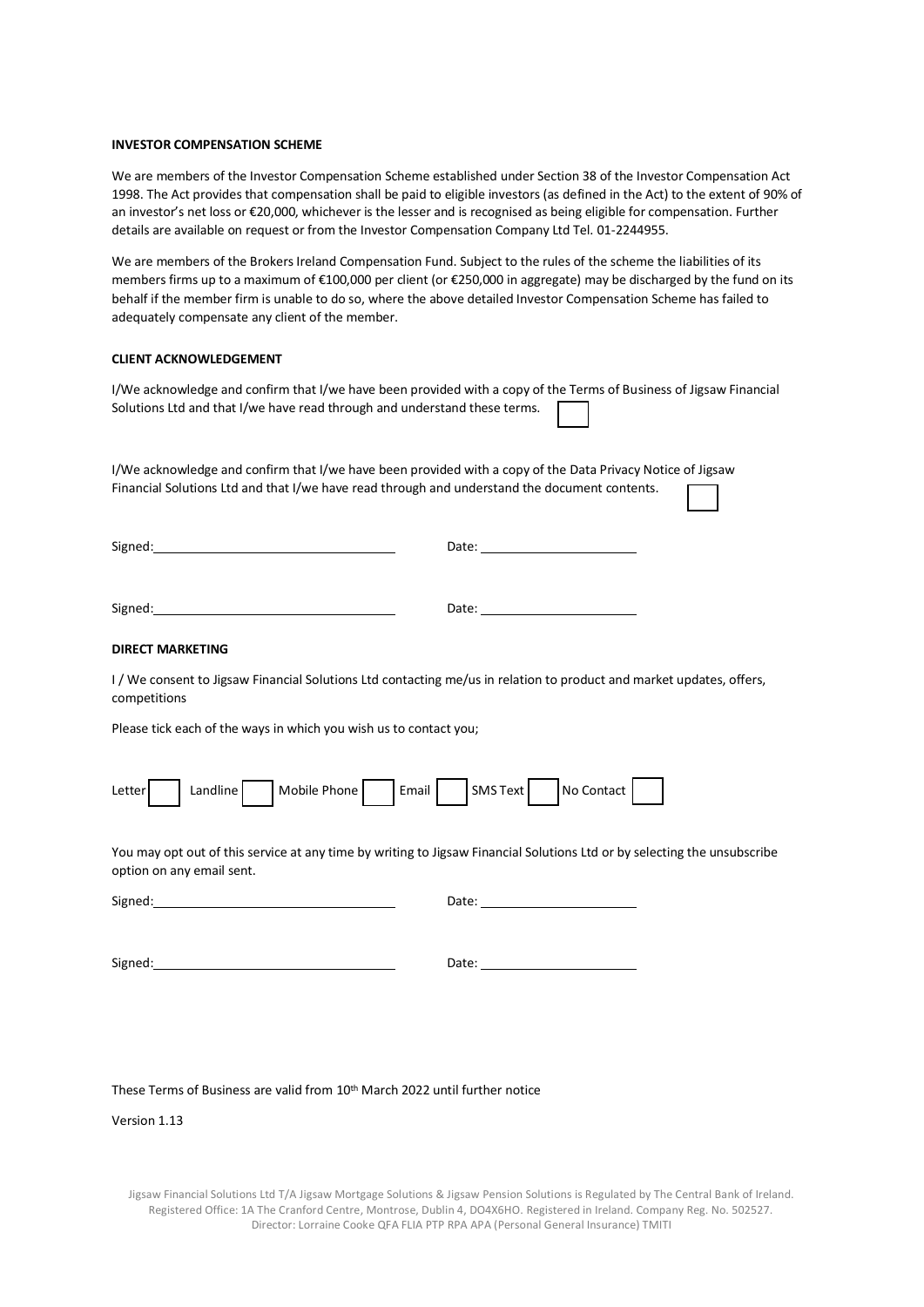## INVESTOR COMPENSATION SCHEME

We are members of the Investor Compensation Scheme established under Section 38 of the Investor Compensation Act 1998. The Act provides that compensation shall be paid to eligible investors (as defined in the Act) to the extent of 90% of an investor's net loss or €20,000, whichever is the lesser and is recognised as being eligible for compensation. Further details are available on request or from the Investor Compensation Company Ltd Tel. 01-2244955.

We are members of the Brokers Ireland Compensation Fund. Subject to the rules of the scheme the liabilities of its members firms up to a maximum of €100,000 per client (or €250,000 in aggregate) may be discharged by the fund on its behalf if the member firm is unable to do so, where the above detailed Investor Compensation Scheme has failed to adequately compensate any client of the member.

## CLIENT ACKNOWLEDGEMENT

I/We acknowledge and confirm that I/we have been provided with a copy of the Terms of Business of Jigsaw Financial Solutions Ltd and that I/we have read through and understand these terms. ☐

I/We acknowledge and confirm that I/we have been provided with a copy of the Data Privacy Notice of Jigsaw Financial Solutions Ltd and that I/we have read through and understand the document contents. ☐

Signed: ______________________ Date: ______________

Signed: ______________________ Date: ______________

## DIRECT MARKETING

I / We consent to Jigsaw Financial Solutions Ltd contacting me/us in relation to product and market updates, offers, competitions

Please tick each of the ways in which you wish us to contact you;

Letter ☐ Landline ☐ Mobile Phone ☐ Email ☐ SMS Text ☐ No Contact ☐

You may opt out of this service at any time by writing to Jigsaw Financial Solutions Ltd or by selecting the unsubscribe option on any email sent.

Signed: ______________________ Date: ______________

Signed: ______________________ Date: ______________

These Terms of Business are valid from 10th March 2022 until further notice

Version 1.13

Jigsaw Financial Solutions Ltd T/A Jigsaw Mortgage Solutions & Jigsaw Pension Solutions is Regulated by The Central Bank of Ireland. Registered Office: 1A The Cranford Centre, Montrose, Dublin 4, DO4X6HO. Registered in Ireland. Company Reg. No. 502527. Director: Lorraine Cooke QFA FLIA PTP RPA APA (Personal General Insurance) TMITI